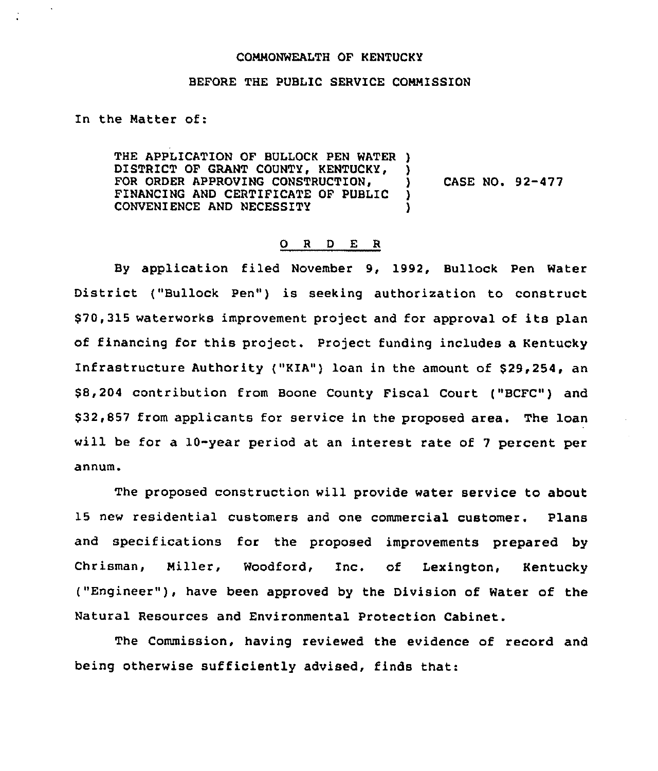COMMONWEALTH OF KENTUCKY

BEFORE THE PUBLIC SERVICE COMMISSION

In the Matter of:

| | | |
|---|---|---|
| THE APPLICATION OF BULLOCK PEN WATER DISTRICT OF GRANT COUNTY, KENTUCKY, FOR ORDER APPROVING CONSTRUCTION, FINANCING AND CERTIFICATE OF PUBLIC CONVENIENCE AND NECESSITY | ) ) ) ) ) | CASE NO. 92-477 |

## O R D E R

By application filed November 9, 1992, Bullock Pen Water District ("Bullock Pen") is seeking authorization to construct $70,315 waterworks improvement project and for approval of its plan of financing for this project. Project funding includes a Kentucky Infrastructure Authority ("KIA") loan in the amount of $29,254, an $8,204 contribution from Boone County Fiscal Court ("BCFC") and $32,857 from applicants for service in the proposed area. The loan will be for a 10-year period at an interest rate of 7 percent per annum.

The proposed construction will provide water service to about 15 new residential customers and one commercial customer. Plans and specifications for the proposed improvements prepared by Chrisman, Miller, Woodford, Inc. of Lexington, Kentucky ("Engineer"), have been approved by the Division of Water of the Natural Resources and Environmental Protection Cabinet.

The Commission, having reviewed the evidence of record and being otherwise sufficiently advised, finds that: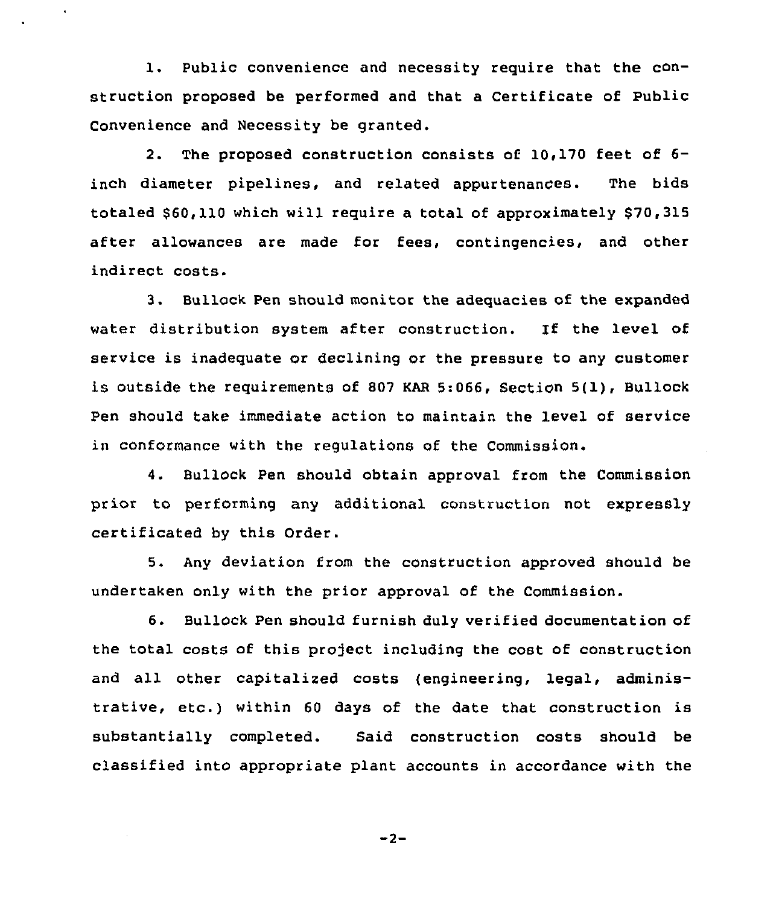1. Public convenience and necessity require that the construction proposed be performed and that a Certificate of Public Convenience and Necessity be granted.

2. The proposed construction consists of 10,170 feet of 6-inch diameter pipelines, and related appurtenances. The bids totaled $60,110 which will require a total of approximately $70,315 after allowances are made for fees, contingencies, and other indirect costs.

3. Bullock Pen should monitor the adequacies of the expanded water distribution system after construction. If the level of service is inadequate or declining or the pressure to any customer is outside the requirements of 807 KAR 5:066, Section 5(1), Bullock Pen should take immediate action to maintain the level of service in conformance with the regulations of the Commission.

4. Bullock Pen should obtain approval from the Commission prior to performing any additional construction not expressly certificated by this Order.

5. Any deviation from the construction approved should be undertaken only with the prior approval of the Commission.

6. Bullock Pen should furnish duly verified documentation of the total costs of this project including the cost of construction and all other capitalized costs (engineering, legal, administrative, etc.) within 60 days of the date that construction is substantially completed. Said construction costs should be classified into appropriate plant accounts in accordance with the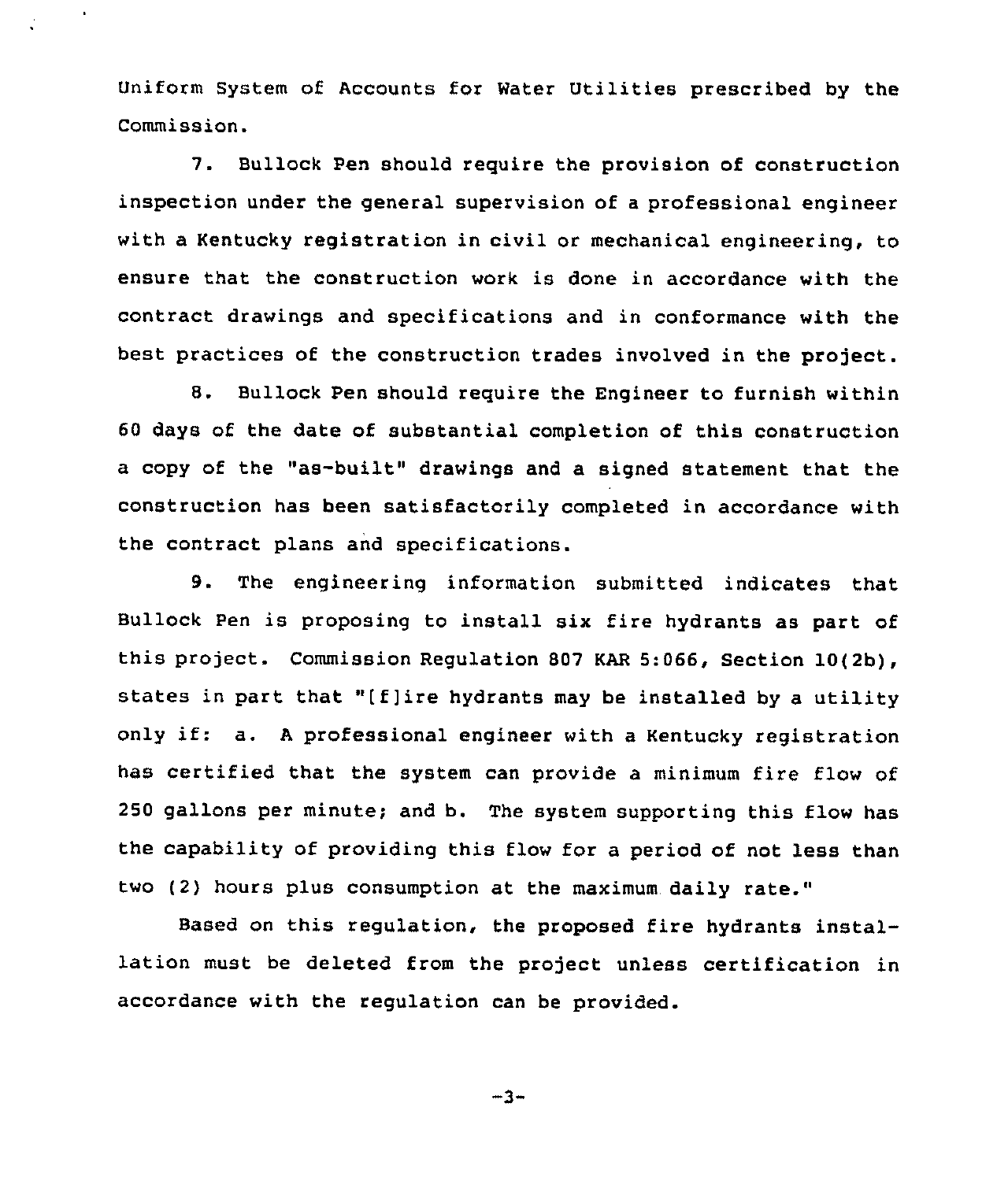Uniform System of Accounts for Water Utilities prescribed by the Commission.

7. Bullock Pen should require the provision of construction inspection under the general supervision of a professional engineer with a Kentucky registration in civil or mechanical engineering, to ensure that the construction work is done in accordance with the contract drawings and specifications and in conformance with the best practices of the construction trades involved in the project.

8. Bullock Pen should require the Engineer to furnish within 60 days of the date of substantial completion of this construction a copy of the "as-built" drawings and a signed statement that the construction has been satisfactorily completed in accordance with the contract plans and specifications.

9. The engineering information submitted indicates that Bullock Pen is proposing to install six fire hydrants as part of this project. Commission Regulation 807 KAR 5:066, Section 10(2b), states in part that "[f]ire hydrants may be installed by a utility only if: a. A professional engineer with a Kentucky registration has certified that the system can provide a minimum fire flow of 250 gallons per minute; and b. The system supporting this flow has the capability of providing this flow for a period of not less than two (2) hours plus consumption at the maximum daily rate."

Based on this regulation, the proposed fire hydrants installation must be deleted from the project unless certification in accordance with the regulation can be provided.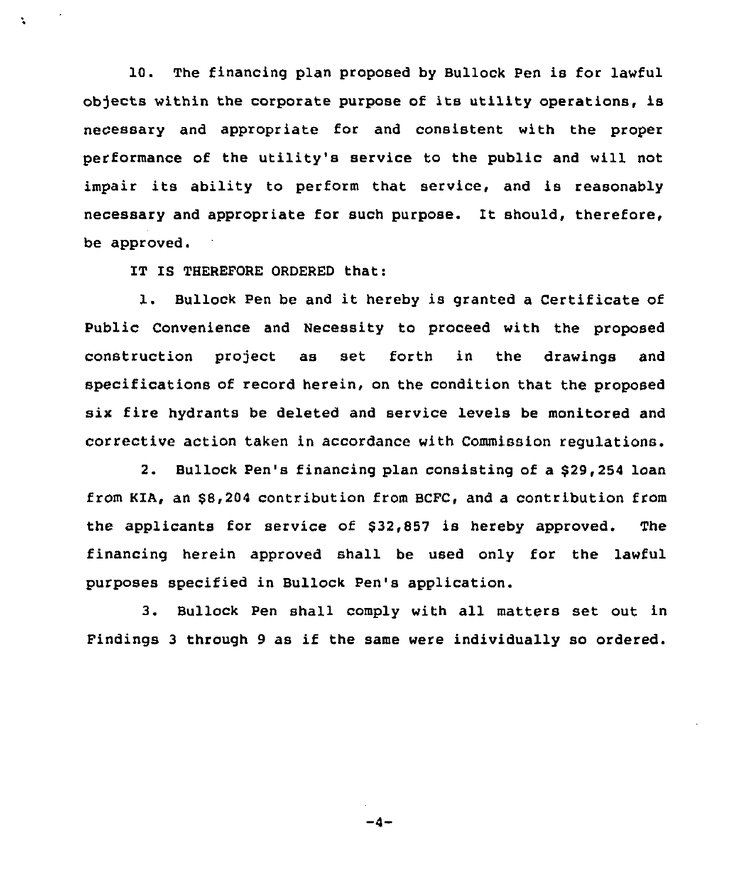10. The financing plan proposed by Bullock Pen is for lawful objects within the corporate purpose of its utility operations, is necessary and appropriate for and consistent with the proper performance of the utility's service to the public and will not impair its ability to perform that service, and is reasonably necessary and appropriate for such purpose. It should, therefore, be approved.

IT IS THEREFORE ORDERED that:

1. Bullock Pen be and it hereby is granted a Certificate of Public Convenience and Necessity to proceed with the proposed construction project as set forth in the drawings and specifications of record herein, on the condition that the proposed six fire hydrants be deleted and service levels be monitored and corrective action taken in accordance with Commission regulations.

2. Bullock Pen's financing plan consisting of a $29,254 loan from KIA, an $8,204 contribution from BCFC, and a contribution from the applicants for service of $32,857 is hereby approved. The financing herein approved shall be used only for the lawful purposes specified in Bullock Pen's application.

3. Bullock Pen shall comply with all matters set out in Findings 3 through 9 as if the same were individually so ordered.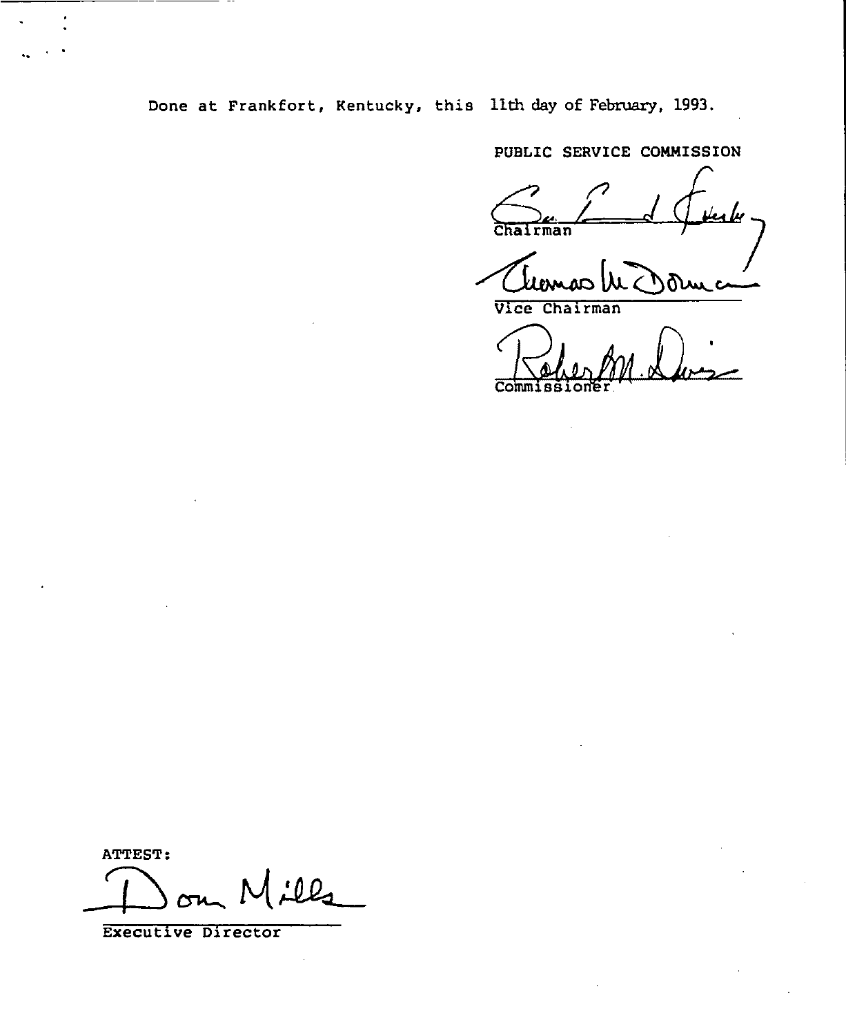Done at Frankfort, Kentucky, this 11th day of February, 1993.

PUBLIC SERVICE COMMISSION

Chairman

Vice Chairman

Commissioner

ATTEST:

Executive Director